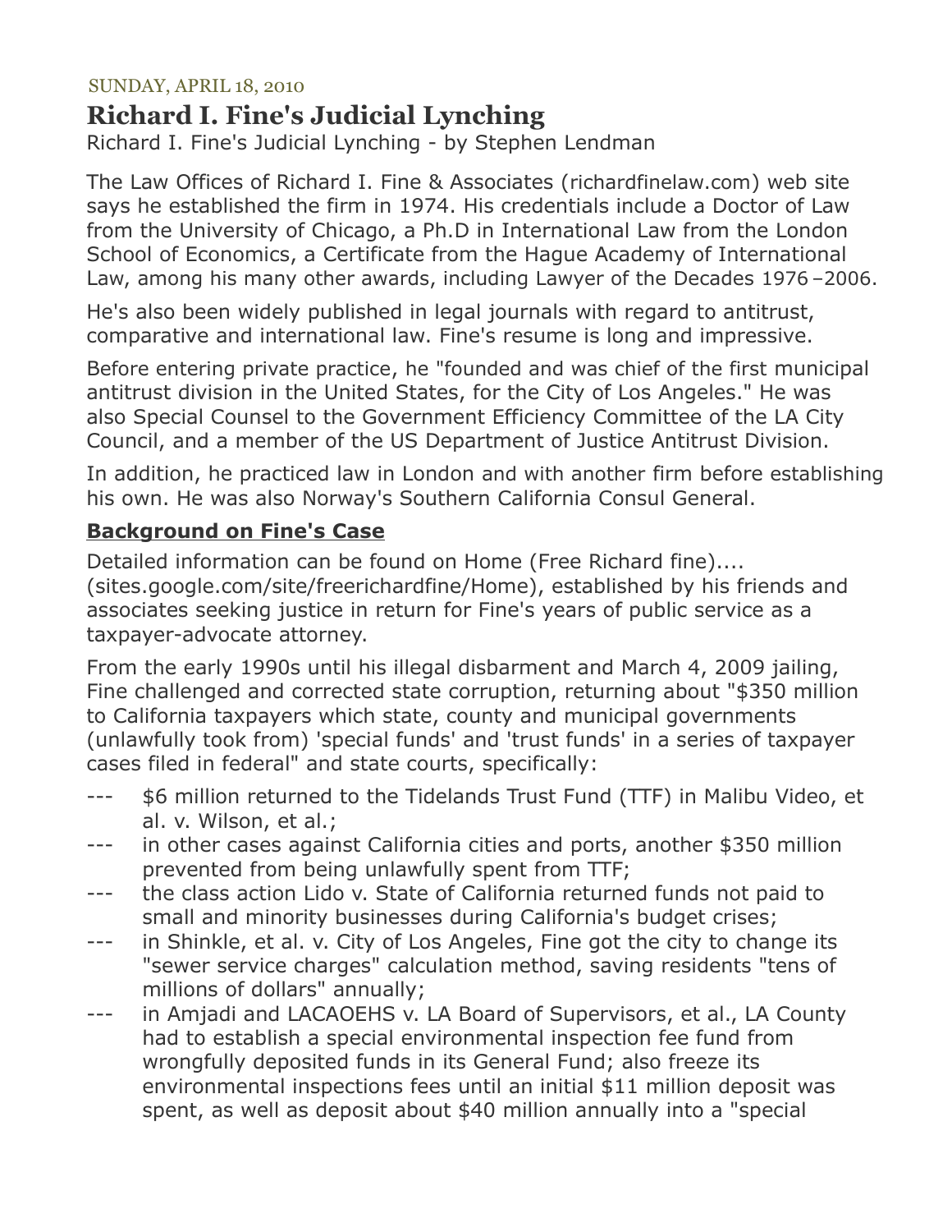SUNDAY, APRIL 18, 2010

# Richard I. Fine's Judicial Lynching

Richard I. Fine's Judicial Lynching - by Stephen Lendman

The Law Offices of Richard I. Fine & Associates (richardfinelaw.com) web site says he established the firm in 1974. His credentials include a Doctor of Law from the University of Chicago, a Ph.D in International Law from the London School of Economics, a Certificate from the Hague Academy of International Law, among his many other awards, including Lawyer of the Decades 1976 –2006.

He's also been widely published in legal journals with regard to antitrust, comparative and international law. Fine's resume is long and impressive.

Before entering private practice, he "founded and was chief of the first municipal antitrust division in the United States, for the City of Los Angeles." He was also Special Counsel to the Government Efficiency Committee of the LA City Council, and a member of the US Department of Justice Antitrust Division.

In addition, he practiced law in London and with another firm before establishing his own. He was also Norway's Southern California Consul General.

## **Background on Fine's Case**

Detailed information can be found on Home (Free Richard fine).... (sites.google.com/site/freerichardfine/Home), established by his friends and associates seeking justice in return for Fine's years of public service as a taxpayer-advocate attorney.

From the early 1990s until his illegal disbarment and March 4, 2009 jailing, Fine challenged and corrected state corruption, returning about "$350 million to California taxpayers which state, county and municipal governments (unlawfully took from) 'special funds' and 'trust funds' in a series of taxpayer cases filed in federal" and state courts, specifically:

--- $6 million returned to the Tidelands Trust Fund (TTF) in Malibu Video, et al. v. Wilson, et al.;

--- in other cases against California cities and ports, another $350 million prevented from being unlawfully spent from TTF;

--- the class action Lido v. State of California returned funds not paid to small and minority businesses during California's budget crises;

--- in Shinkle, et al. v. City of Los Angeles, Fine got the city to change its "sewer service charges" calculation method, saving residents "tens of millions of dollars" annually;

--- in Amjadi and LACAOEHS v. LA Board of Supervisors, et al., LA County had to establish a special environmental inspection fee fund from wrongfully deposited funds in its General Fund; also freeze its environmental inspections fees until an initial $11 million deposit was spent, as well as deposit about $40 million annually into a "special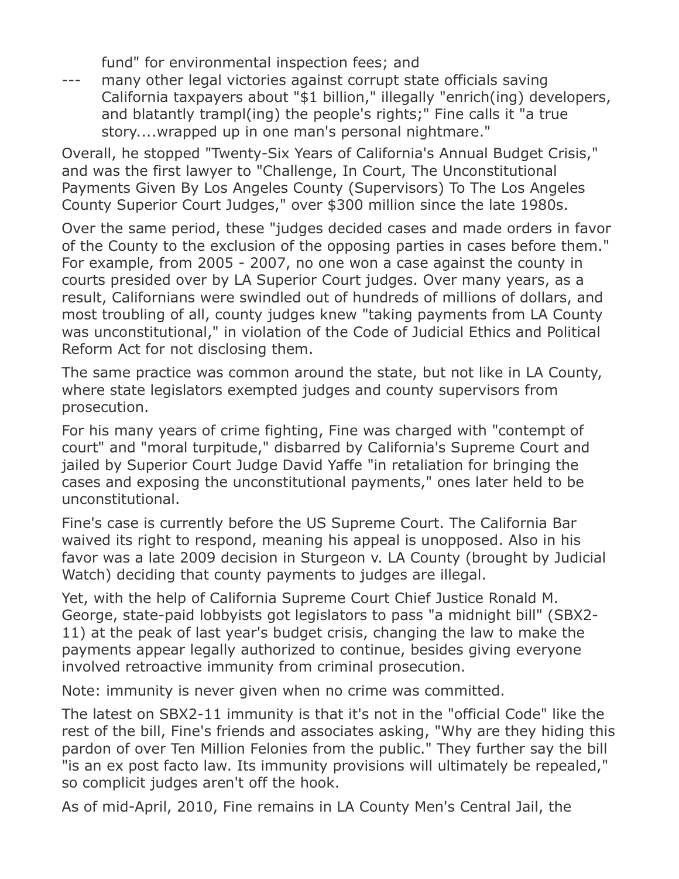fund" for environmental inspection fees; and

--- many other legal victories against corrupt state officials saving California taxpayers about "$1 billion," illegally "enrich(ing) developers, and blatantly trampl(ing) the people's rights;" Fine calls it "a true story....wrapped up in one man's personal nightmare."

Overall, he stopped "Twenty-Six Years of California's Annual Budget Crisis," and was the first lawyer to "Challenge, In Court, The Unconstitutional Payments Given By Los Angeles County (Supervisors) To The Los Angeles County Superior Court Judges," over $300 million since the late 1980s.

Over the same period, these "judges decided cases and made orders in favor of the County to the exclusion of the opposing parties in cases before them." For example, from 2005 - 2007, no one won a case against the county in courts presided over by LA Superior Court judges. Over many years, as a result, Californians were swindled out of hundreds of millions of dollars, and most troubling of all, county judges knew "taking payments from LA County was unconstitutional," in violation of the Code of Judicial Ethics and Political Reform Act for not disclosing them.

The same practice was common around the state, but not like in LA County, where state legislators exempted judges and county supervisors from prosecution.

For his many years of crime fighting, Fine was charged with "contempt of court" and "moral turpitude," disbarred by California's Supreme Court and jailed by Superior Court Judge David Yaffe "in retaliation for bringing the cases and exposing the unconstitutional payments," ones later held to be unconstitutional.

Fine's case is currently before the US Supreme Court. The California Bar waived its right to respond, meaning his appeal is unopposed. Also in his favor was a late 2009 decision in Sturgeon v. LA County (brought by Judicial Watch) deciding that county payments to judges are illegal.

Yet, with the help of California Supreme Court Chief Justice Ronald M. George, state-paid lobbyists got legislators to pass "a midnight bill" (SBX2-11) at the peak of last year's budget crisis, changing the law to make the payments appear legally authorized to continue, besides giving everyone involved retroactive immunity from criminal prosecution.

Note: immunity is never given when no crime was committed.

The latest on SBX2-11 immunity is that it's not in the "official Code" like the rest of the bill, Fine's friends and associates asking, "Why are they hiding this pardon of over Ten Million Felonies from the public." They further say the bill "is an ex post facto law. Its immunity provisions will ultimately be repealed," so complicit judges aren't off the hook.

As of mid-April, 2010, Fine remains in LA County Men's Central Jail, the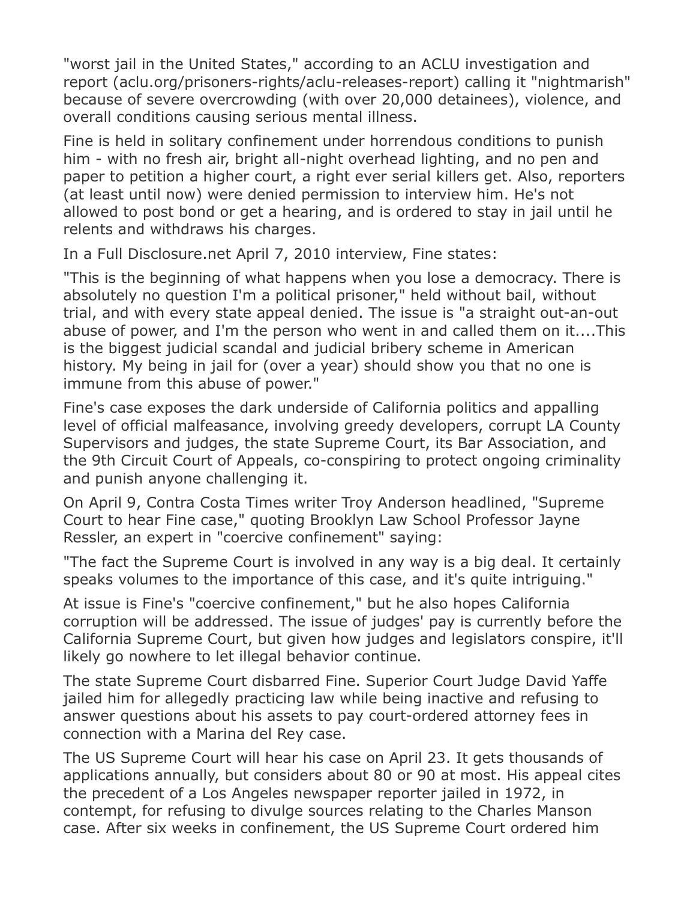"worst jail in the United States," according to an ACLU investigation and report (aclu.org/prisoners-rights/aclu-releases-report) calling it "nightmarish" because of severe overcrowding (with over 20,000 detainees), violence, and overall conditions causing serious mental illness.

Fine is held in solitary confinement under horrendous conditions to punish him - with no fresh air, bright all-night overhead lighting, and no pen and paper to petition a higher court, a right ever serial killers get. Also, reporters (at least until now) were denied permission to interview him. He's not allowed to post bond or get a hearing, and is ordered to stay in jail until he relents and withdraws his charges.

In a Full Disclosure.net April 7, 2010 interview, Fine states:

"This is the beginning of what happens when you lose a democracy. There is absolutely no question I'm a political prisoner," held without bail, without trial, and with every state appeal denied. The issue is "a straight out-an-out abuse of power, and I'm the person who went in and called them on it....This is the biggest judicial scandal and judicial bribery scheme in American history. My being in jail for (over a year) should show you that no one is immune from this abuse of power."

Fine's case exposes the dark underside of California politics and appalling level of official malfeasance, involving greedy developers, corrupt LA County Supervisors and judges, the state Supreme Court, its Bar Association, and the 9th Circuit Court of Appeals, co-conspiring to protect ongoing criminality and punish anyone challenging it.

On April 9, Contra Costa Times writer Troy Anderson headlined, "Supreme Court to hear Fine case," quoting Brooklyn Law School Professor Jayne Ressler, an expert in "coercive confinement" saying:

"The fact the Supreme Court is involved in any way is a big deal. It certainly speaks volumes to the importance of this case, and it's quite intriguing."

At issue is Fine's "coercive confinement," but he also hopes California corruption will be addressed. The issue of judges' pay is currently before the California Supreme Court, but given how judges and legislators conspire, it'll likely go nowhere to let illegal behavior continue.

The state Supreme Court disbarred Fine. Superior Court Judge David Yaffe jailed him for allegedly practicing law while being inactive and refusing to answer questions about his assets to pay court-ordered attorney fees in connection with a Marina del Rey case.

The US Supreme Court will hear his case on April 23. It gets thousands of applications annually, but considers about 80 or 90 at most. His appeal cites the precedent of a Los Angeles newspaper reporter jailed in 1972, in contempt, for refusing to divulge sources relating to the Charles Manson case. After six weeks in confinement, the US Supreme Court ordered him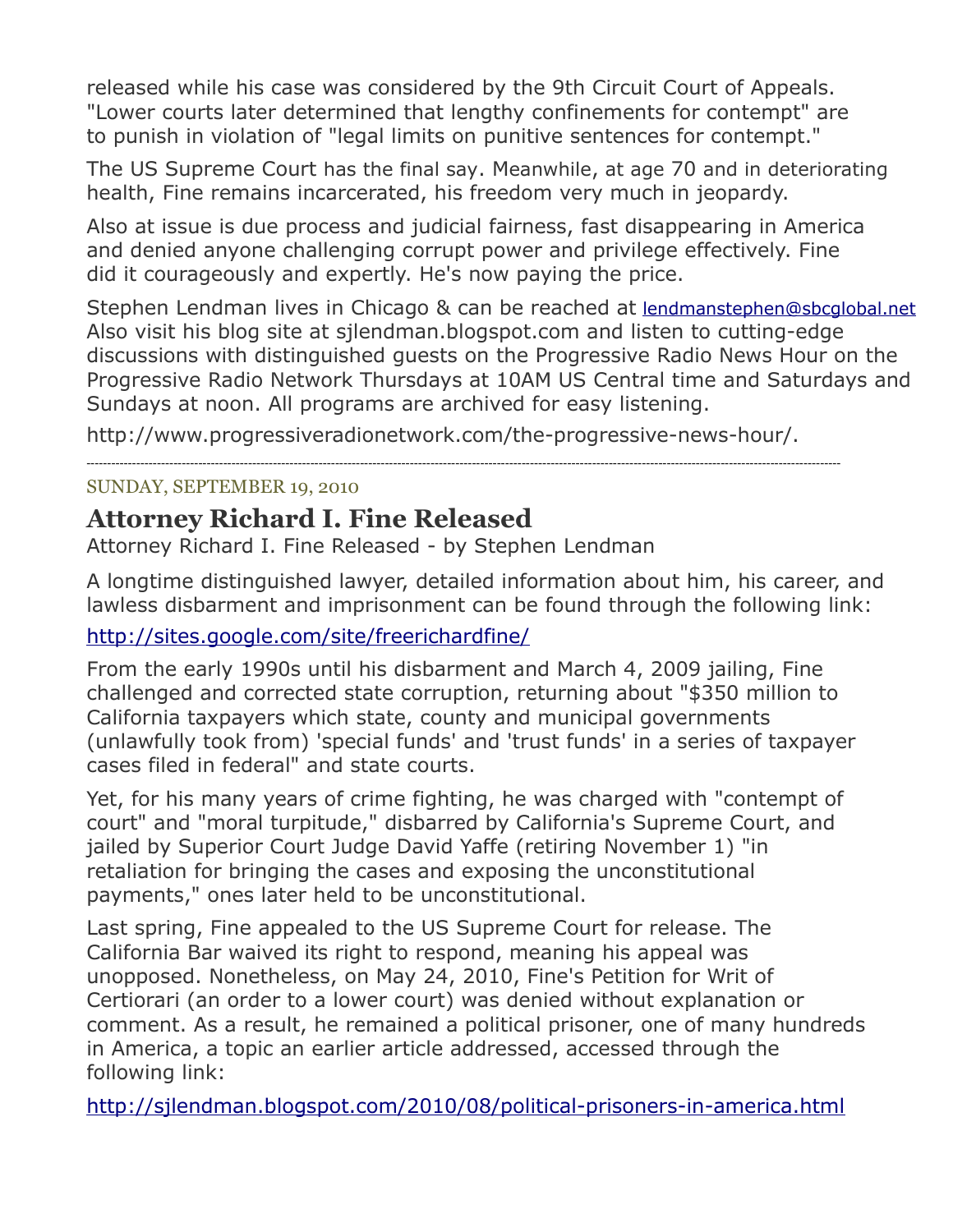released while his case was considered by the 9th Circuit Court of Appeals. "Lower courts later determined that lengthy confinements for contempt" are to punish in violation of "legal limits on punitive sentences for contempt."

The US Supreme Court has the final say. Meanwhile, at age 70 and in deteriorating health, Fine remains incarcerated, his freedom very much in jeopardy.

Also at issue is due process and judicial fairness, fast disappearing in America and denied anyone challenging corrupt power and privilege effectively. Fine did it courageously and expertly. He's now paying the price.

Stephen Lendman lives in Chicago & can be reached at lendmanstephen@sbcglobal.net Also visit his blog site at sjlendman.blogspot.com and listen to cutting-edge discussions with distinguished guests on the Progressive Radio News Hour on the Progressive Radio Network Thursdays at 10AM US Central time and Saturdays and Sundays at noon. All programs are archived for easy listening.

http://www.progressiveradionetwork.com/the-progressive-news-hour/.

---

SUNDAY, SEPTEMBER 19, 2010

## Attorney Richard I. Fine Released

Attorney Richard I. Fine Released - by Stephen Lendman

A longtime distinguished lawyer, detailed information about him, his career, and lawless disbarment and imprisonment can be found through the following link:

http://sites.google.com/site/freerichardfine/

From the early 1990s until his disbarment and March 4, 2009 jailing, Fine challenged and corrected state corruption, returning about "$350 million to California taxpayers which state, county and municipal governments (unlawfully took from) 'special funds' and 'trust funds' in a series of taxpayer cases filed in federal" and state courts.

Yet, for his many years of crime fighting, he was charged with "contempt of court" and "moral turpitude," disbarred by California's Supreme Court, and jailed by Superior Court Judge David Yaffe (retiring November 1) "in retaliation for bringing the cases and exposing the unconstitutional payments," ones later held to be unconstitutional.

Last spring, Fine appealed to the US Supreme Court for release. The California Bar waived its right to respond, meaning his appeal was unopposed. Nonetheless, on May 24, 2010, Fine's Petition for Writ of Certiorari (an order to a lower court) was denied without explanation or comment. As a result, he remained a political prisoner, one of many hundreds in America, a topic an earlier article addressed, accessed through the following link:

http://sjlendman.blogspot.com/2010/08/political-prisoners-in-america.html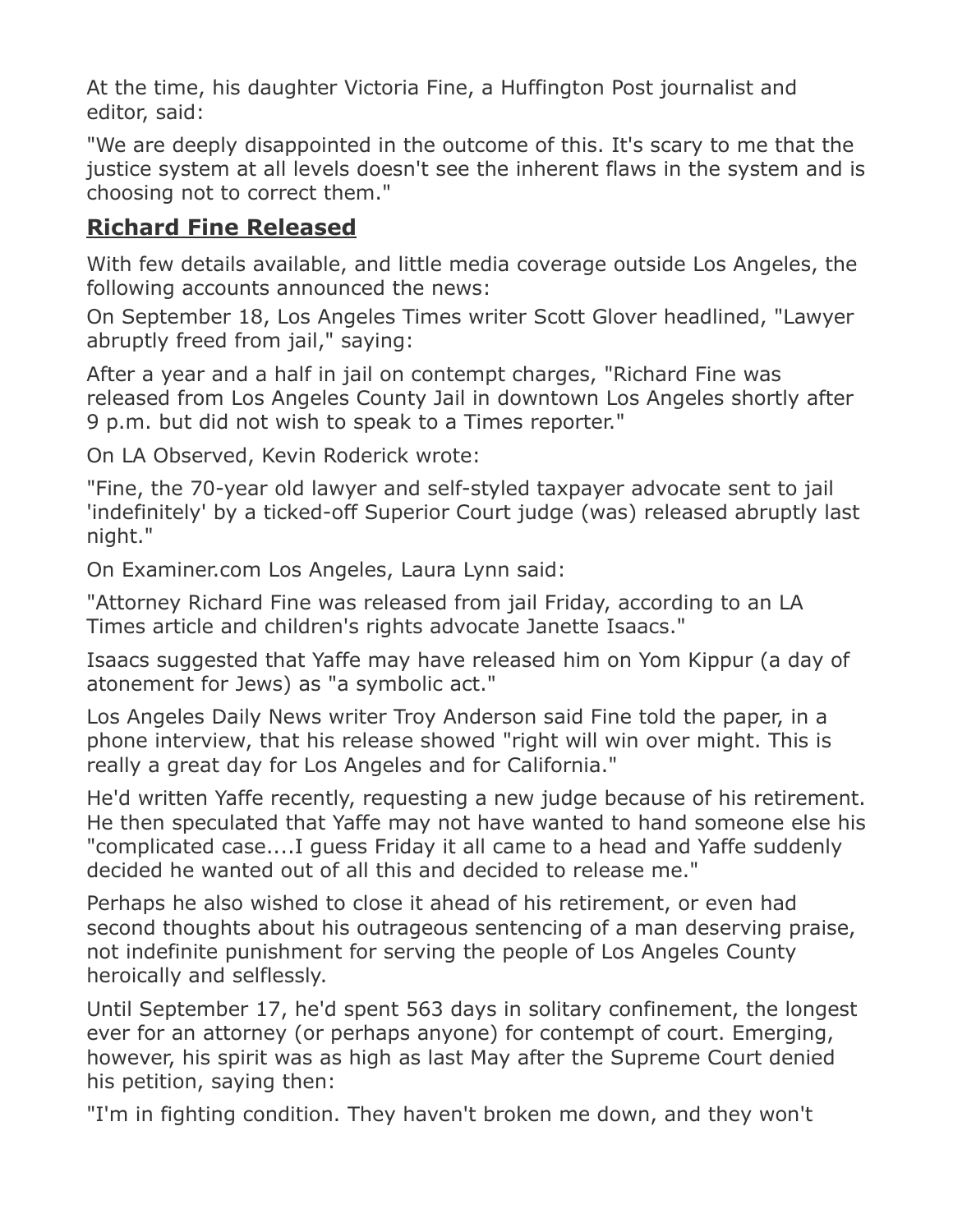At the time, his daughter Victoria Fine, a Huffington Post journalist and editor, said:

"We are deeply disappointed in the outcome of this. It's scary to me that the justice system at all levels doesn't see the inherent flaws in the system and is choosing not to correct them."

## **Richard Fine Released**

With few details available, and little media coverage outside Los Angeles, the following accounts announced the news:

On September 18, Los Angeles Times writer Scott Glover headlined, "Lawyer abruptly freed from jail," saying:

After a year and a half in jail on contempt charges, "Richard Fine was released from Los Angeles County Jail in downtown Los Angeles shortly after 9 p.m. but did not wish to speak to a Times reporter."

On LA Observed, Kevin Roderick wrote:

"Fine, the 70-year old lawyer and self-styled taxpayer advocate sent to jail 'indefinitely' by a ticked-off Superior Court judge (was) released abruptly last night."

On Examiner.com Los Angeles, Laura Lynn said:

"Attorney Richard Fine was released from jail Friday, according to an LA Times article and children's rights advocate Janette Isaacs."

Isaacs suggested that Yaffe may have released him on Yom Kippur (a day of atonement for Jews) as "a symbolic act."

Los Angeles Daily News writer Troy Anderson said Fine told the paper, in a phone interview, that his release showed "right will win over might. This is really a great day for Los Angeles and for California."

He'd written Yaffe recently, requesting a new judge because of his retirement. He then speculated that Yaffe may not have wanted to hand someone else his "complicated case....I guess Friday it all came to a head and Yaffe suddenly decided he wanted out of all this and decided to release me."

Perhaps he also wished to close it ahead of his retirement, or even had second thoughts about his outrageous sentencing of a man deserving praise, not indefinite punishment for serving the people of Los Angeles County heroically and selflessly.

Until September 17, he'd spent 563 days in solitary confinement, the longest ever for an attorney (or perhaps anyone) for contempt of court. Emerging, however, his spirit was as high as last May after the Supreme Court denied his petition, saying then:

"I'm in fighting condition. They haven't broken me down, and they won't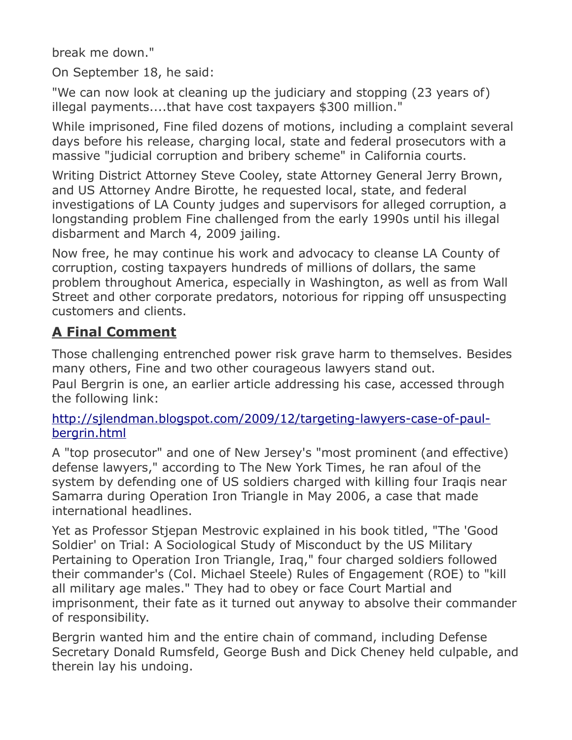break me down."

On September 18, he said:

"We can now look at cleaning up the judiciary and stopping (23 years of) illegal payments....that have cost taxpayers $300 million."

While imprisoned, Fine filed dozens of motions, including a complaint several days before his release, charging local, state and federal prosecutors with a massive "judicial corruption and bribery scheme" in California courts.

Writing District Attorney Steve Cooley, state Attorney General Jerry Brown, and US Attorney Andre Birotte, he requested local, state, and federal investigations of LA County judges and supervisors for alleged corruption, a longstanding problem Fine challenged from the early 1990s until his illegal disbarment and March 4, 2009 jailing.

Now free, he may continue his work and advocacy to cleanse LA County of corruption, costing taxpayers hundreds of millions of dollars, the same problem throughout America, especially in Washington, as well as from Wall Street and other corporate predators, notorious for ripping off unsuspecting customers and clients.

## A Final Comment

Those challenging entrenched power risk grave harm to themselves. Besides many others, Fine and two other courageous lawyers stand out.

Paul Bergrin is one, an earlier article addressing his case, accessed through the following link:

[http://sjlendman.blogspot.com/2009/12/targeting-lawyers-case-of-paul-bergrin.html](http://sjlendman.blogspot.com/2009/12/targeting-lawyers-case-of-paul-bergrin.html)

A "top prosecutor" and one of New Jersey's "most prominent (and effective) defense lawyers," according to The New York Times, he ran afoul of the system by defending one of US soldiers charged with killing four Iraqis near Samarra during Operation Iron Triangle in May 2006, a case that made international headlines.

Yet as Professor Stjepan Mestrovic explained in his book titled, "The 'Good Soldier' on Trial: A Sociological Study of Misconduct by the US Military Pertaining to Operation Iron Triangle, Iraq," four charged soldiers followed their commander's (Col. Michael Steele) Rules of Engagement (ROE) to "kill all military age males." They had to obey or face Court Martial and imprisonment, their fate as it turned out anyway to absolve their commander of responsibility.

Bergrin wanted him and the entire chain of command, including Defense Secretary Donald Rumsfeld, George Bush and Dick Cheney held culpable, and therein lay his undoing.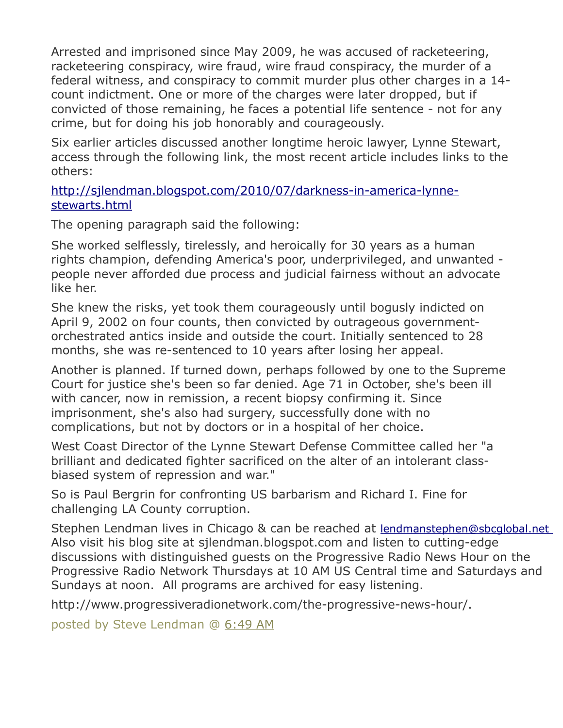Arrested and imprisoned since May 2009, he was accused of racketeering, racketeering conspiracy, wire fraud, wire fraud conspiracy, the murder of a federal witness, and conspiracy to commit murder plus other charges in a 14-count indictment. One or more of the charges were later dropped, but if convicted of those remaining, he faces a potential life sentence - not for any crime, but for doing his job honorably and courageously.

Six earlier articles discussed another longtime heroic lawyer, Lynne Stewart, access through the following link, the most recent article includes links to the others:

[http://sjlendman.blogspot.com/2010/07/darkness-in-america-lynne-stewarts.html](http://sjlendman.blogspot.com/2010/07/darkness-in-america-lynne-stewarts.html)

The opening paragraph said the following:

She worked selflessly, tirelessly, and heroically for 30 years as a human rights champion, defending America's poor, underprivileged, and unwanted - people never afforded due process and judicial fairness without an advocate like her.

She knew the risks, yet took them courageously until bogusly indicted on April 9, 2002 on four counts, then convicted by outrageous government-orchestrated antics inside and outside the court. Initially sentenced to 28 months, she was re-sentenced to 10 years after losing her appeal.

Another is planned. If turned down, perhaps followed by one to the Supreme Court for justice she's been so far denied. Age 71 in October, she's been ill with cancer, now in remission, a recent biopsy confirming it. Since imprisonment, she's also had surgery, successfully done with no complications, but not by doctors or in a hospital of her choice.

West Coast Director of the Lynne Stewart Defense Committee called her "a brilliant and dedicated fighter sacrificed on the alter of an intolerant class-biased system of repression and war."

So is Paul Bergrin for confronting US barbarism and Richard I. Fine for challenging LA County corruption.

Stephen Lendman lives in Chicago & can be reached at lendmanstephen@sbcglobal.net Also visit his blog site at sjlendman.blogspot.com and listen to cutting-edge discussions with distinguished guests on the Progressive Radio News Hour on the Progressive Radio Network Thursdays at 10 AM US Central time and Saturdays and Sundays at noon. All programs are archived for easy listening.

http://www.progressiveradionetwork.com/the-progressive-news-hour/.

posted by Steve Lendman @ 6:49 AM